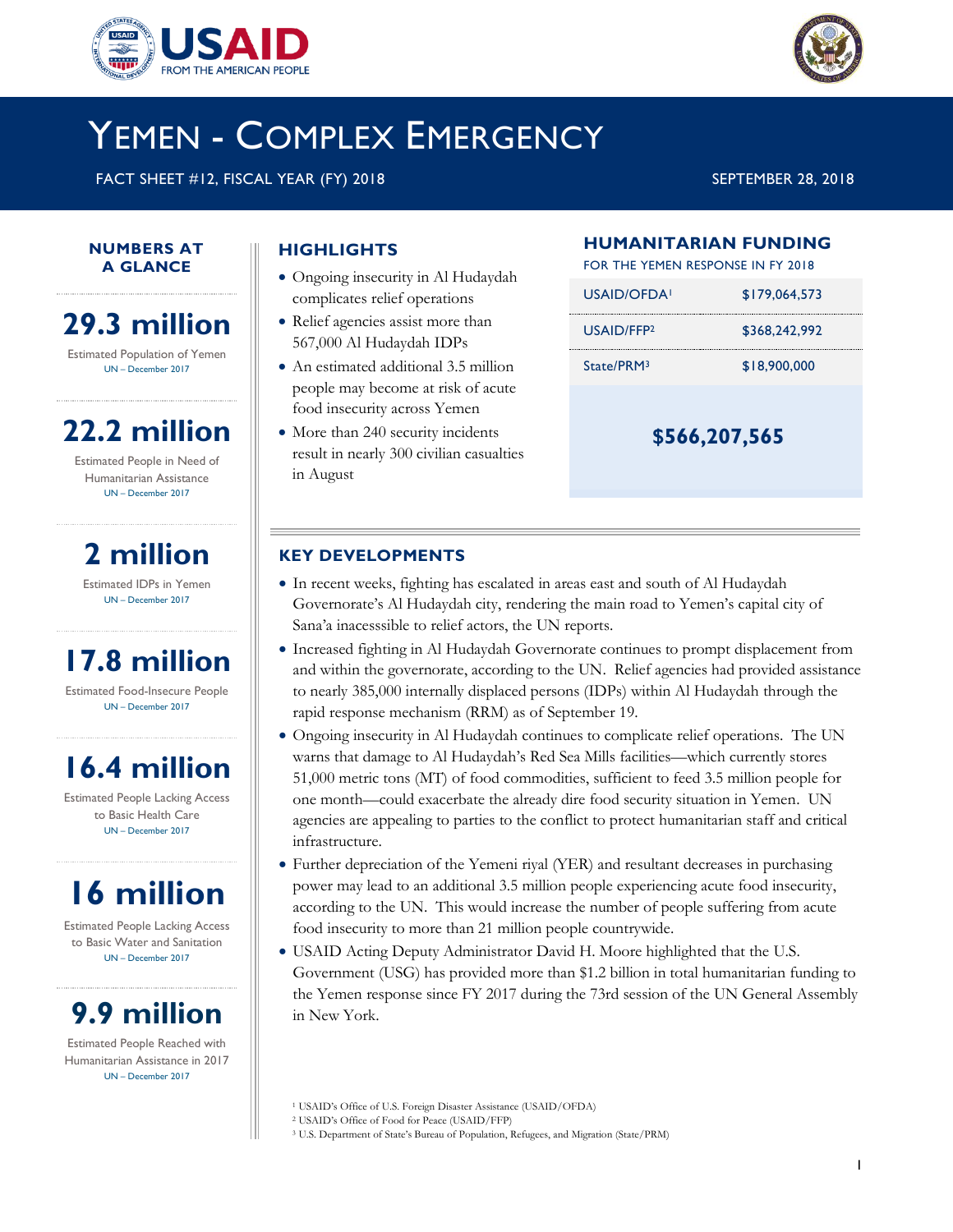# YEMEN - COMPLEX EMERGENCY

FACT SHEET #12, FISCAL YEAR (FY) 2018

SEPTEMBER 28, 2018

## NUMBERS AT A GLANCE

**29.3 million**

Estimated Population of Yemen
UN – December 2017

**22.2 million**

Estimated People in Need of Humanitarian Assistance
UN – December 2017

**2 million**

Estimated IDPs in Yemen
UN – December 2017

**17.8 million**

Estimated Food-Insecure People
UN – December 2017

**16.4 million**

Estimated People Lacking Access to Basic Health Care
UN – December 2017

**16 million**

Estimated People Lacking Access to Basic Water and Sanitation
UN – December 2017

**9.9 million**

Estimated People Reached with Humanitarian Assistance in 2017
UN – December 2017

## HIGHLIGHTS

- Ongoing insecurity in Al Hudaydah complicates relief operations
- Relief agencies assist more than 567,000 Al Hudaydah IDPs
- An estimated additional 3.5 million people may become at risk of acute food insecurity across Yemen
- More than 240 security incidents result in nearly 300 civilian casualties in August

## HUMANITARIAN FUNDING

FOR THE YEMEN RESPONSE IN FY 2018

| | |
|---|---|
| USAID/OFDA[1] | $179,064,573 |
| USAID/FFP[2] | $368,242,992 |
| State/PRM[3] | $18,900,000 |

**$566,207,565**

## KEY DEVELOPMENTS

- In recent weeks, fighting has escalated in areas east and south of Al Hudaydah Governorate's Al Hudaydah city, rendering the main road to Yemen's capital city of Sana'a inacesssible to relief actors, the UN reports.
- Increased fighting in Al Hudaydah Governorate continues to prompt displacement from and within the governorate, according to the UN. Relief agencies had provided assistance to nearly 385,000 internally displaced persons (IDPs) within Al Hudaydah through the rapid response mechanism (RRM) as of September 19.
- Ongoing insecurity in Al Hudaydah continues to complicate relief operations. The UN warns that damage to Al Hudaydah's Red Sea Mills facilities—which currently stores 51,000 metric tons (MT) of food commodities, sufficient to feed 3.5 million people for one month—could exacerbate the already dire food security situation in Yemen. UN agencies are appealing to parties to the conflict to protect humanitarian staff and critical infrastructure.
- Further depreciation of the Yemeni riyal (YER) and resultant decreases in purchasing power may lead to an additional 3.5 million people experiencing acute food insecurity, according to the UN. This would increase the number of people suffering from acute food insecurity to more than 21 million people countrywide.
- USAID Acting Deputy Administrator David H. Moore highlighted that the U.S. Government (USG) has provided more than $1.2 billion in total humanitarian funding to the Yemen response since FY 2017 during the 73rd session of the UN General Assembly in New York.

[1] USAID's Office of U.S. Foreign Disaster Assistance (USAID/OFDA)
[2] USAID's Office of Food for Peace (USAID/FFP)
[3] U.S. Department of State's Bureau of Population, Refugees, and Migration (State/PRM)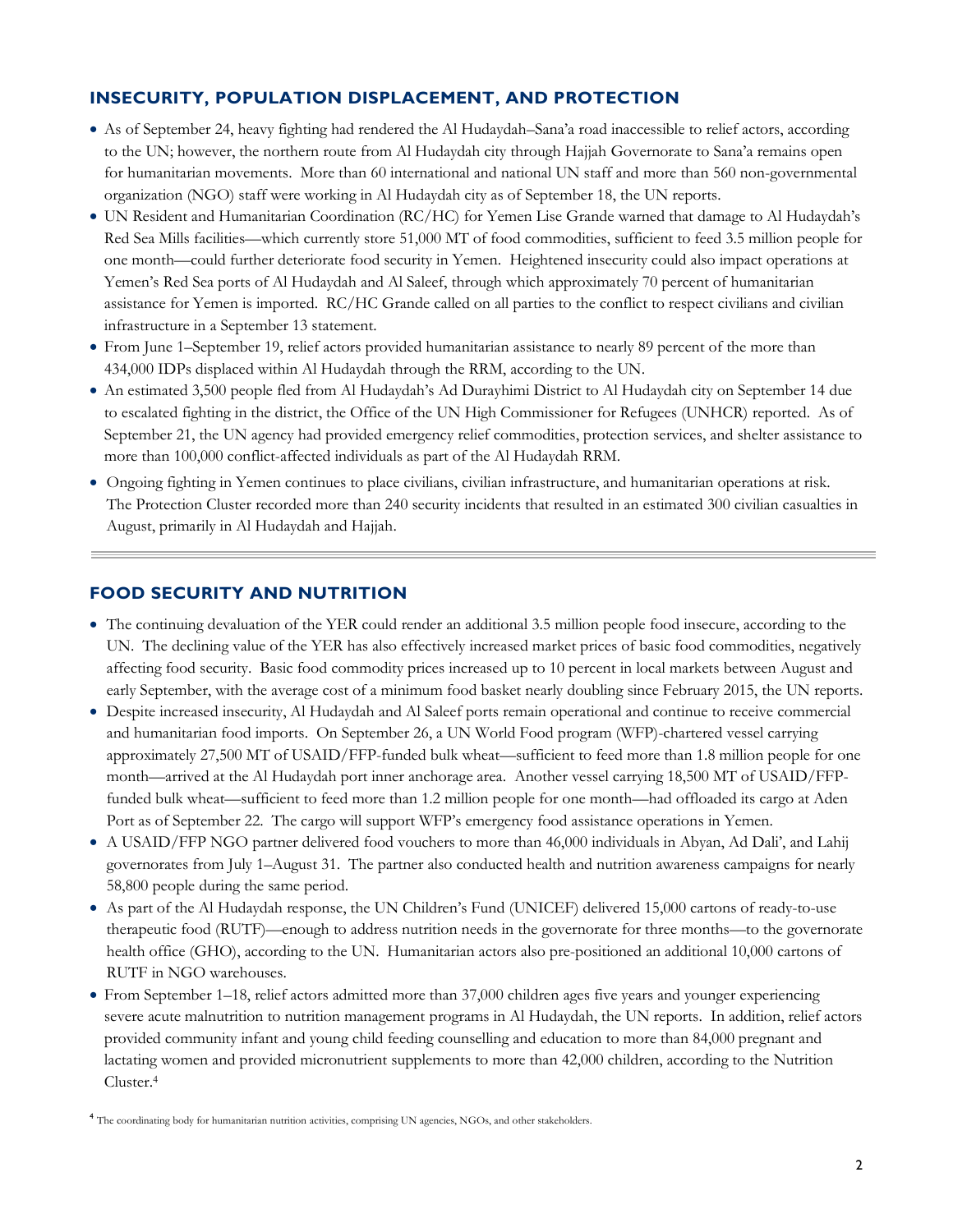## INSECURITY, POPULATION DISPLACEMENT, AND PROTECTION

- As of September 24, heavy fighting had rendered the Al Hudaydah–Sana'a road inaccessible to relief actors, according to the UN; however, the northern route from Al Hudaydah city through Hajjah Governorate to Sana'a remains open for humanitarian movements. More than 60 international and national UN staff and more than 560 non-governmental organization (NGO) staff were working in Al Hudaydah city as of September 18, the UN reports.
- UN Resident and Humanitarian Coordination (RC/HC) for Yemen Lise Grande warned that damage to Al Hudaydah's Red Sea Mills facilities—which currently store 51,000 MT of food commodities, sufficient to feed 3.5 million people for one month—could further deteriorate food security in Yemen. Heightened insecurity could also impact operations at Yemen's Red Sea ports of Al Hudaydah and Al Saleef, through which approximately 70 percent of humanitarian assistance for Yemen is imported. RC/HC Grande called on all parties to the conflict to respect civilians and civilian infrastructure in a September 13 statement.
- From June 1–September 19, relief actors provided humanitarian assistance to nearly 89 percent of the more than 434,000 IDPs displaced within Al Hudaydah through the RRM, according to the UN.
- An estimated 3,500 people fled from Al Hudaydah's Ad Durayhimi District to Al Hudaydah city on September 14 due to escalated fighting in the district, the Office of the UN High Commissioner for Refugees (UNHCR) reported. As of September 21, the UN agency had provided emergency relief commodities, protection services, and shelter assistance to more than 100,000 conflict-affected individuals as part of the Al Hudaydah RRM.
- Ongoing fighting in Yemen continues to place civilians, civilian infrastructure, and humanitarian operations at risk. The Protection Cluster recorded more than 240 security incidents that resulted in an estimated 300 civilian casualties in August, primarily in Al Hudaydah and Hajjah.

## FOOD SECURITY AND NUTRITION

- The continuing devaluation of the YER could render an additional 3.5 million people food insecure, according to the UN. The declining value of the YER has also effectively increased market prices of basic food commodities, negatively affecting food security. Basic food commodity prices increased up to 10 percent in local markets between August and early September, with the average cost of a minimum food basket nearly doubling since February 2015, the UN reports.
- Despite increased insecurity, Al Hudaydah and Al Saleef ports remain operational and continue to receive commercial and humanitarian food imports. On September 26, a UN World Food program (WFP)-chartered vessel carrying approximately 27,500 MT of USAID/FFP-funded bulk wheat—sufficient to feed more than 1.8 million people for one month—arrived at the Al Hudaydah port inner anchorage area. Another vessel carrying 18,500 MT of USAID/FFP-funded bulk wheat—sufficient to feed more than 1.2 million people for one month—had offloaded its cargo at Aden Port as of September 22. The cargo will support WFP's emergency food assistance operations in Yemen.
- A USAID/FFP NGO partner delivered food vouchers to more than 46,000 individuals in Abyan, Ad Dali', and Lahij governorates from July 1–August 31. The partner also conducted health and nutrition awareness campaigns for nearly 58,800 people during the same period.
- As part of the Al Hudaydah response, the UN Children's Fund (UNICEF) delivered 15,000 cartons of ready-to-use therapeutic food (RUTF)—enough to address nutrition needs in the governorate for three months—to the governorate health office (GHO), according to the UN. Humanitarian actors also pre-positioned an additional 10,000 cartons of RUTF in NGO warehouses.
- From September 1–18, relief actors admitted more than 37,000 children ages five years and younger experiencing severe acute malnutrition to nutrition management programs in Al Hudaydah, the UN reports. In addition, relief actors provided community infant and young child feeding counselling and education to more than 84,000 pregnant and lactating women and provided micronutrient supplements to more than 42,000 children, according to the Nutrition Cluster.[4]

[4] The coordinating body for humanitarian nutrition activities, comprising UN agencies, NGOs, and other stakeholders.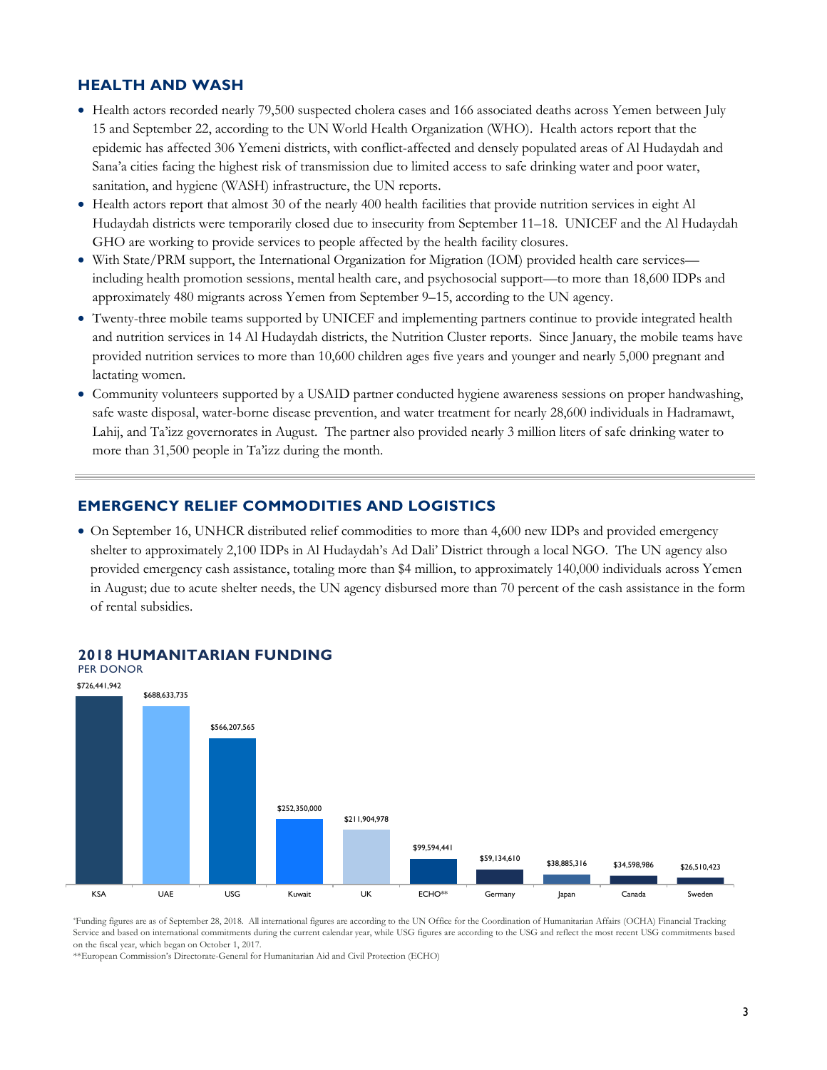## HEALTH AND WASH

- Health actors recorded nearly 79,500 suspected cholera cases and 166 associated deaths across Yemen between July 15 and September 22, according to the UN World Health Organization (WHO). Health actors report that the epidemic has affected 306 Yemeni districts, with conflict-affected and densely populated areas of Al Hudaydah and Sana'a cities facing the highest risk of transmission due to limited access to safe drinking water and poor water, sanitation, and hygiene (WASH) infrastructure, the UN reports.
- Health actors report that almost 30 of the nearly 400 health facilities that provide nutrition services in eight Al Hudaydah districts were temporarily closed due to insecurity from September 11–18. UNICEF and the Al Hudaydah GHO are working to provide services to people affected by the health facility closures.
- With State/PRM support, the International Organization for Migration (IOM) provided health care services—including health promotion sessions, mental health care, and psychosocial support—to more than 18,600 IDPs and approximately 480 migrants across Yemen from September 9–15, according to the UN agency.
- Twenty-three mobile teams supported by UNICEF and implementing partners continue to provide integrated health and nutrition services in 14 Al Hudaydah districts, the Nutrition Cluster reports. Since January, the mobile teams have provided nutrition services to more than 10,600 children ages five years and younger and nearly 5,000 pregnant and lactating women.
- Community volunteers supported by a USAID partner conducted hygiene awareness sessions on proper handwashing, safe waste disposal, water-borne disease prevention, and water treatment for nearly 28,600 individuals in Hadramawt, Lahij, and Ta'izz governorates in August. The partner also provided nearly 3 million liters of safe drinking water to more than 31,500 people in Ta'izz during the month.

## EMERGENCY RELIEF COMMODITIES AND LOGISTICS

- On September 16, UNHCR distributed relief commodities to more than 4,600 new IDPs and provided emergency shelter to approximately 2,100 IDPs in Al Hudaydah's Ad Dali' District through a local NGO. The UN agency also provided emergency cash assistance, totaling more than $4 million, to approximately 140,000 individuals across Yemen in August; due to acute shelter needs, the UN agency disbursed more than 70 percent of the cash assistance in the form of rental subsidies.

## 2018 HUMANITARIAN FUNDING

PER DONOR

| Donor | Funding |
| --- | --- |
| KSA | $726,441,942 |
| UAE | $688,633,735 |
| USG | $566,207,565 |
| Kuwait | $252,350,000 |
| UK | $211,904,978 |
| ECHO** | $99,594,441 |
| Germany | $59,134,610 |
| Japan | $38,885,316 |
| Canada | $34,598,986 |
| Sweden | $26,510,423 |

*Funding figures are as of September 28, 2018. All international figures are according to the UN Office for the Coordination of Humanitarian Affairs (OCHA) Financial Tracking Service and based on international commitments during the current calendar year, while USG figures are according to the USG and reflect the most recent USG commitments based on the fiscal year, which began on October 1, 2017.

**European Commission's Directorate-General for Humanitarian Aid and Civil Protection (ECHO)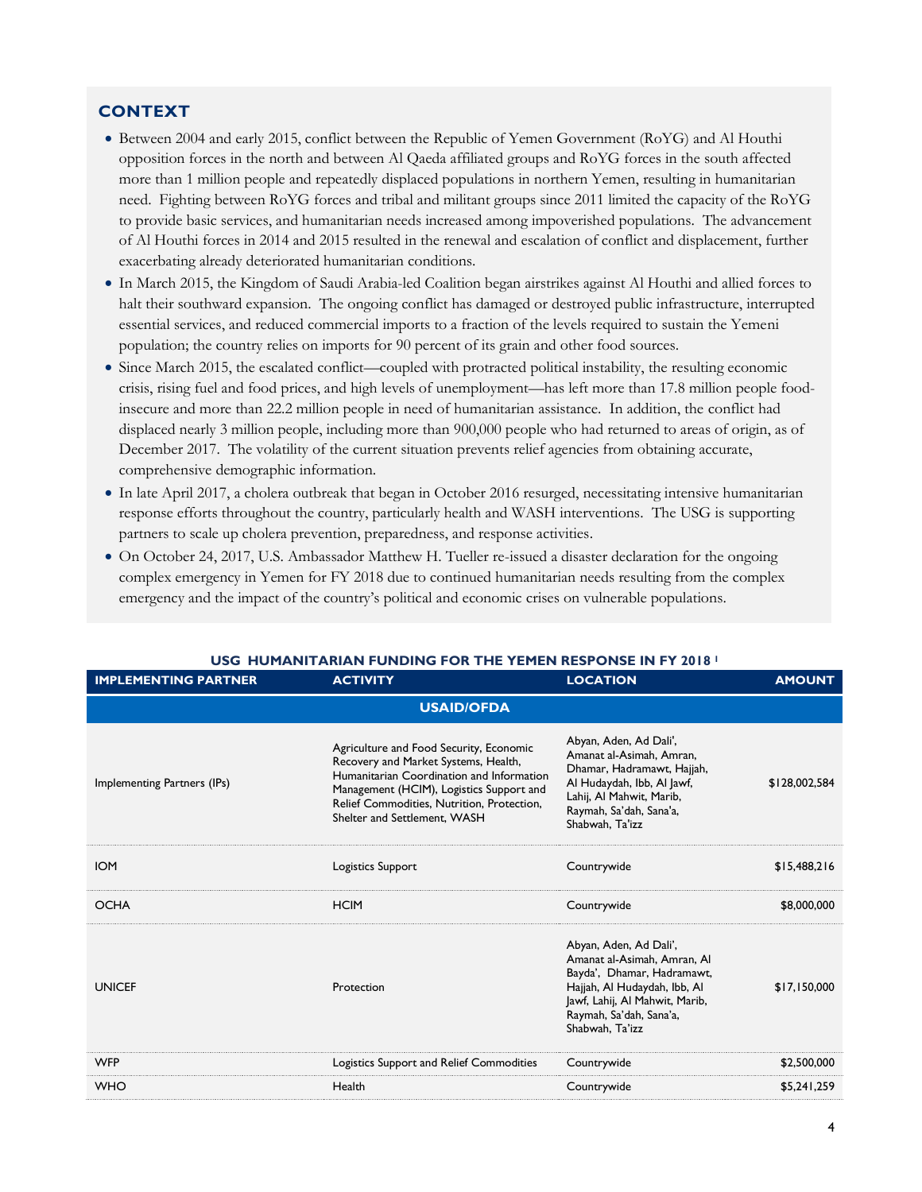## CONTEXT

- Between 2004 and early 2015, conflict between the Republic of Yemen Government (RoYG) and Al Houthi opposition forces in the north and between Al Qaeda affiliated groups and RoYG forces in the south affected more than 1 million people and repeatedly displaced populations in northern Yemen, resulting in humanitarian need. Fighting between RoYG forces and tribal and militant groups since 2011 limited the capacity of the RoYG to provide basic services, and humanitarian needs increased among impoverished populations. The advancement of Al Houthi forces in 2014 and 2015 resulted in the renewal and escalation of conflict and displacement, further exacerbating already deteriorated humanitarian conditions.
- In March 2015, the Kingdom of Saudi Arabia-led Coalition began airstrikes against Al Houthi and allied forces to halt their southward expansion. The ongoing conflict has damaged or destroyed public infrastructure, interrupted essential services, and reduced commercial imports to a fraction of the levels required to sustain the Yemeni population; the country relies on imports for 90 percent of its grain and other food sources.
- Since March 2015, the escalated conflict—coupled with protracted political instability, the resulting economic crisis, rising fuel and food prices, and high levels of unemployment—has left more than 17.8 million people food-insecure and more than 22.2 million people in need of humanitarian assistance. In addition, the conflict had displaced nearly 3 million people, including more than 900,000 people who had returned to areas of origin, as of December 2017. The volatility of the current situation prevents relief agencies from obtaining accurate, comprehensive demographic information.
- In late April 2017, a cholera outbreak that began in October 2016 resurged, necessitating intensive humanitarian response efforts throughout the country, particularly health and WASH interventions. The USG is supporting partners to scale up cholera prevention, preparedness, and response activities.
- On October 24, 2017, U.S. Ambassador Matthew H. Tueller re-issued a disaster declaration for the ongoing complex emergency in Yemen for FY 2018 due to continued humanitarian needs resulting from the complex emergency and the impact of the country's political and economic crises on vulnerable populations.

**USG HUMANITARIAN FUNDING FOR THE YEMEN RESPONSE IN FY 2018 [1]**

| IMPLEMENTING PARTNER | ACTIVITY | LOCATION | AMOUNT |
|---|---|---|---|
| **USAID/OFDA** | | | |
| Implementing Partners (IPs) | Agriculture and Food Security, Economic Recovery and Market Systems, Health, Humanitarian Coordination and Information Management (HCIM), Logistics Support and Relief Commodities, Nutrition, Protection, Shelter and Settlement, WASH | Abyan, Aden, Ad Dali', Amanat al-Asimah, Amran, Dhamar, Hadramawt, Hajjah, Al Hudaydah, Ibb, Al Jawf, Lahij, Al Mahwit, Marib, Raymah, Sa'dah, Sana'a, Shabwah, Ta'izz | $128,002,584 |
| IOM | Logistics Support | Countrywide | $15,488,216 |
| OCHA | HCIM | Countrywide | $8,000,000 |
| UNICEF | Protection | Abyan, Aden, Ad Dali', Amanat al-Asimah, Amran, Al Bayda', Dhamar, Hadramawt, Hajjah, Al Hudaydah, Ibb, Al Jawf, Lahij, Al Mahwit, Marib, Raymah, Sa'dah, Sana'a, Shabwah, Ta'izz | $17,150,000 |
| WFP | Logistics Support and Relief Commodities | Countrywide | $2,500,000 |
| WHO | Health | Countrywide | $5,241,259 |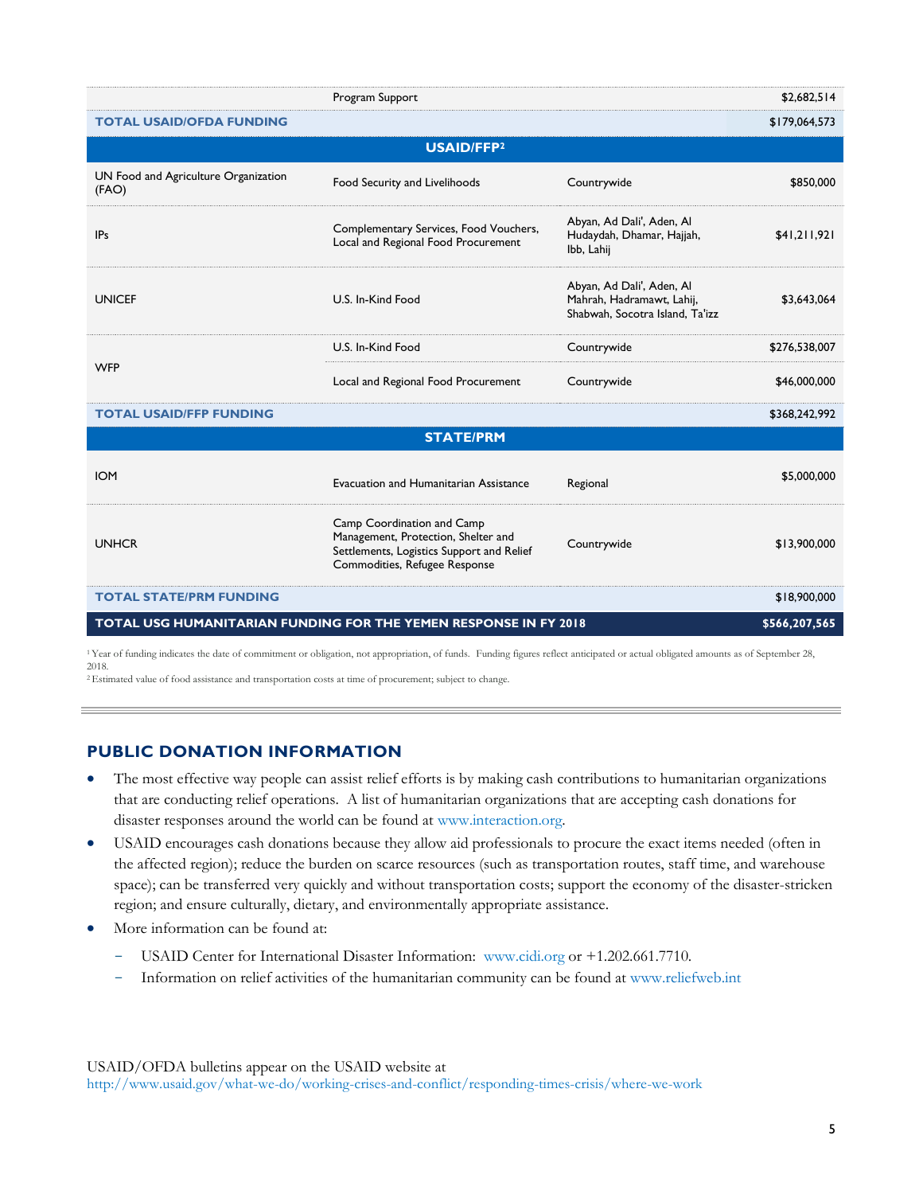| | | | |
|---|---|---|---|
| | Program Support | | $2,682,514 |
| **TOTAL USAID/OFDA FUNDING** | | | $179,064,573 |
| **USAID/FFP[2]** | | | |
| UN Food and Agriculture Organization (FAO) | Food Security and Livelihoods | Countrywide | $850,000 |
| IPs | Complementary Services, Food Vouchers, Local and Regional Food Procurement | Abyan, Ad Dali', Aden, Al Hudaydah, Dhamar, Hajjah, Ibb, Lahij | $41,211,921 |
| UNICEF | U.S. In-Kind Food | Abyan, Ad Dali', Aden, Al Mahrah, Hadramawt, Lahij, Shabwah, Socotra Island, Ta'izz | $3,643,064 |
| WFP | U.S. In-Kind Food | Countrywide | $276,538,007 |
| | Local and Regional Food Procurement | Countrywide | $46,000,000 |
| **TOTAL USAID/FFP FUNDING** | | | $368,242,992 |
| **STATE/PRM** | | | |
| IOM | Evacuation and Humanitarian Assistance | Regional | $5,000,000 |
| UNHCR | Camp Coordination and Camp Management, Protection, Shelter and Settlements, Logistics Support and Relief Commodities, Refugee Response | Countrywide | $13,900,000 |
| **TOTAL STATE/PRM FUNDING** | | | $18,900,000 |
| **TOTAL USG HUMANITARIAN FUNDING FOR THE YEMEN RESPONSE IN FY 2018** | | | **$566,207,565** |

[1] Year of funding indicates the date of commitment or obligation, not appropriation, of funds. Funding figures reflect anticipated or actual obligated amounts as of September 28, 2018.
[2] Estimated value of food assistance and transportation costs at time of procurement; subject to change.

## PUBLIC DONATION INFORMATION

- The most effective way people can assist relief efforts is by making cash contributions to humanitarian organizations that are conducting relief operations. A list of humanitarian organizations that are accepting cash donations for disaster responses around the world can be found at www.interaction.org.
- USAID encourages cash donations because they allow aid professionals to procure the exact items needed (often in the affected region); reduce the burden on scarce resources (such as transportation routes, staff time, and warehouse space); can be transferred very quickly and without transportation costs; support the economy of the disaster-stricken region; and ensure culturally, dietary, and environmentally appropriate assistance.
- More information can be found at:
  - USAID Center for International Disaster Information: www.cidi.org or +1.202.661.7710.
  - Information on relief activities of the humanitarian community can be found at www.reliefweb.int

USAID/OFDA bulletins appear on the USAID website at
http://www.usaid.gov/what-we-do/working-crises-and-conflict/responding-times-crisis/where-we-work